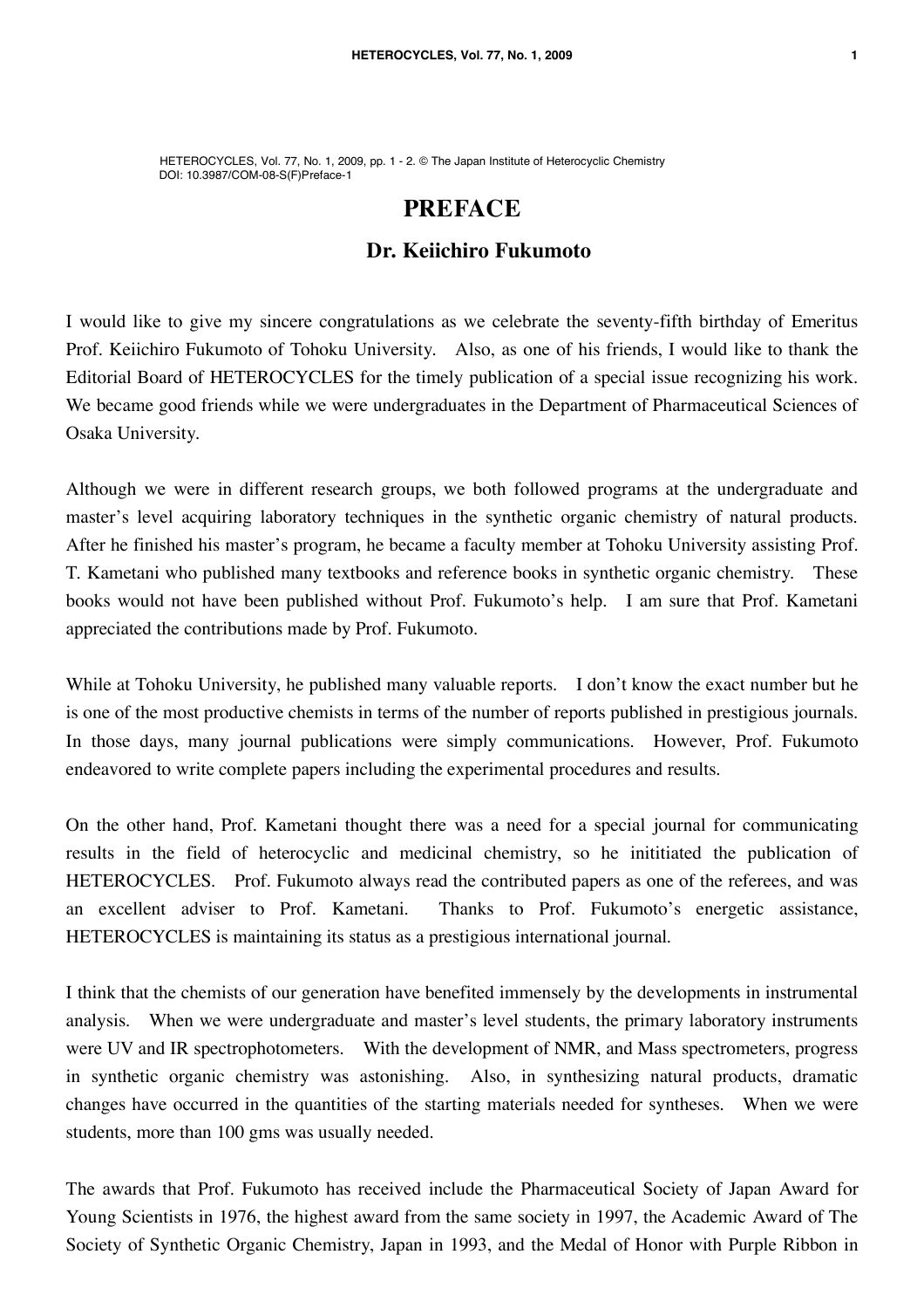HETEROCYCLES, Vol. 77, No. 1, 2009, pp. 1 - 2. © The Japan Institute of Heterocyclic Chemistry
DOI: 10.3987/COM-08-S(F)Preface-1

# PREFACE

## Dr. Keiichiro Fukumoto

I would like to give my sincere congratulations as we celebrate the seventy-fifth birthday of Emeritus Prof. Keiichiro Fukumoto of Tohoku University. Also, as one of his friends, I would like to thank the Editorial Board of HETEROCYCLES for the timely publication of a special issue recognizing his work. We became good friends while we were undergraduates in the Department of Pharmaceutical Sciences of Osaka University.

Although we were in different research groups, we both followed programs at the undergraduate and master's level acquiring laboratory techniques in the synthetic organic chemistry of natural products. After he finished his master's program, he became a faculty member at Tohoku University assisting Prof. T. Kametani who published many textbooks and reference books in synthetic organic chemistry. These books would not have been published without Prof. Fukumoto's help. I am sure that Prof. Kametani appreciated the contributions made by Prof. Fukumoto.

While at Tohoku University, he published many valuable reports. I don't know the exact number but he is one of the most productive chemists in terms of the number of reports published in prestigious journals. In those days, many journal publications were simply communications. However, Prof. Fukumoto endeavored to write complete papers including the experimental procedures and results.

On the other hand, Prof. Kametani thought there was a need for a special journal for communicating results in the field of heterocyclic and medicinal chemistry, so he inititiated the publication of HETEROCYCLES. Prof. Fukumoto always read the contributed papers as one of the referees, and was an excellent adviser to Prof. Kametani. Thanks to Prof. Fukumoto's energetic assistance, HETEROCYCLES is maintaining its status as a prestigious international journal.

I think that the chemists of our generation have benefited immensely by the developments in instrumental analysis. When we were undergraduate and master's level students, the primary laboratory instruments were UV and IR spectrophotometers. With the development of NMR, and Mass spectrometers, progress in synthetic organic chemistry was astonishing. Also, in synthesizing natural products, dramatic changes have occurred in the quantities of the starting materials needed for syntheses. When we were students, more than 100 gms was usually needed.

The awards that Prof. Fukumoto has received include the Pharmaceutical Society of Japan Award for Young Scientists in 1976, the highest award from the same society in 1997, the Academic Award of The Society of Synthetic Organic Chemistry, Japan in 1993, and the Medal of Honor with Purple Ribbon in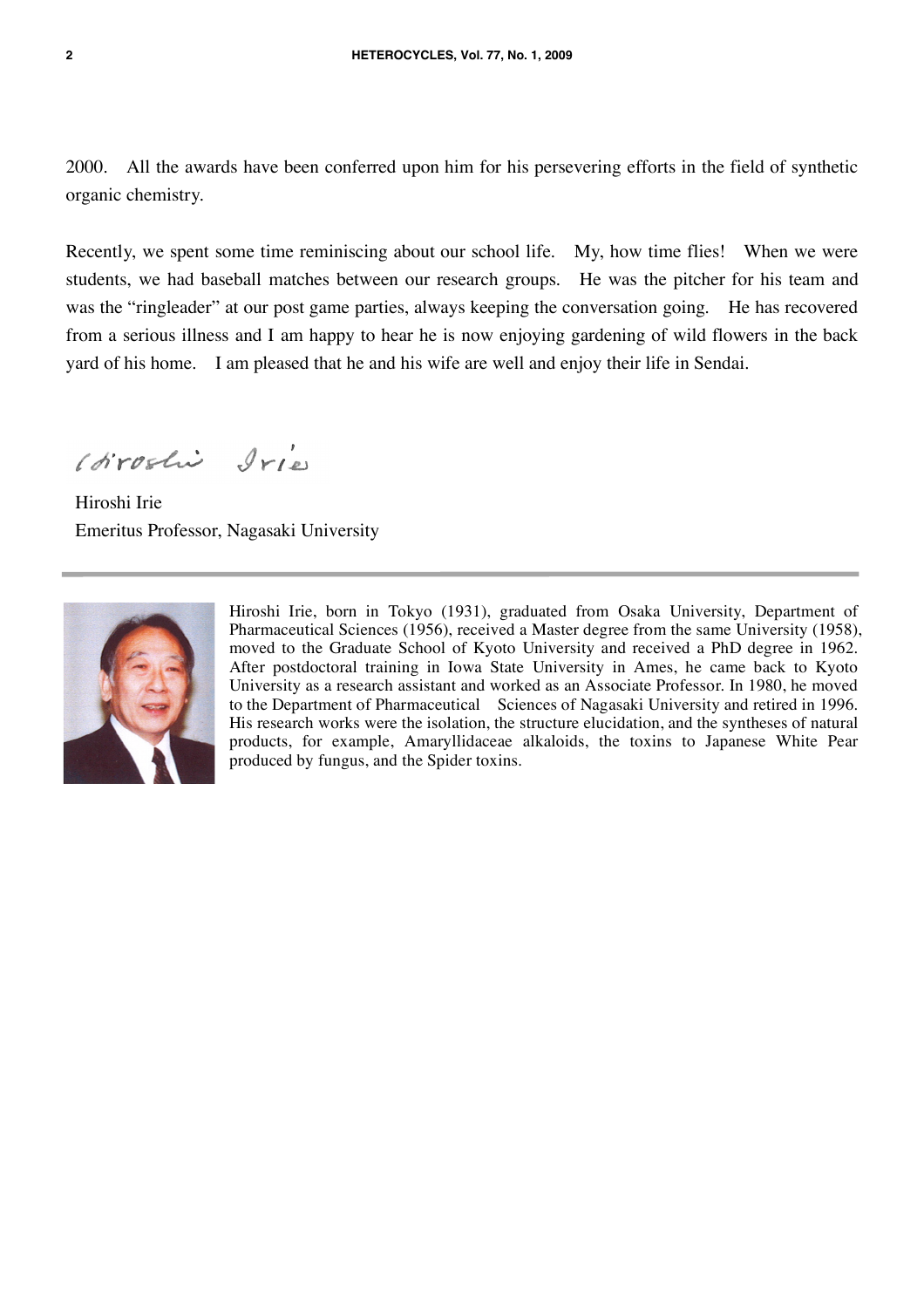2000. All the awards have been conferred upon him for his persevering efforts in the field of synthetic organic chemistry.

Recently, we spent some time reminiscing about our school life. My, how time flies! When we were students, we had baseball matches between our research groups. He was the pitcher for his team and was the "ringleader" at our post game parties, always keeping the conversation going. He has recovered from a serious illness and I am happy to hear he is now enjoying gardening of wild flowers in the back yard of his home. I am pleased that he and his wife are well and enjoy their life in Sendai.

Hiroshi Irie

Hiroshi Irie
Emeritus Professor, Nagasaki University

---

Hiroshi Irie, born in Tokyo (1931), graduated from Osaka University, Department of Pharmaceutical Sciences (1956), received a Master degree from the same University (1958), moved to the Graduate School of Kyoto University and received a PhD degree in 1962. After postdoctoral training in Iowa State University in Ames, he came back to Kyoto University as a research assistant and worked as an Associate Professor. In 1980, he moved to the Department of Pharmaceutical Sciences of Nagasaki University and retired in 1996. His research works were the isolation, the structure elucidation, and the syntheses of natural products, for example, Amaryllidaceae alkaloids, the toxins to Japanese White Pear produced by fungus, and the Spider toxins.